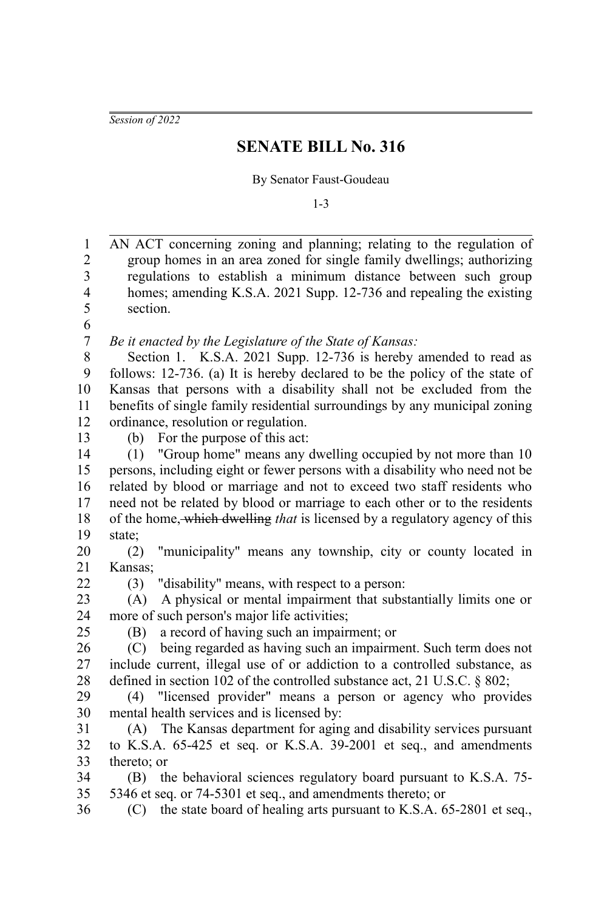*Session of 2022*

# SENATE BILL No. 316

By Senator Faust-Goudeau

1-3

AN ACT concerning zoning and planning; relating to the regulation of group homes in an area zoned for single family dwellings; authorizing regulations to establish a minimum distance between such group homes; amending K.S.A. 2021 Supp. 12-736 and repealing the existing section.

*Be it enacted by the Legislature of the State of Kansas:*

Section 1. K.S.A. 2021 Supp. 12-736 is hereby amended to read as follows: 12-736. (a) It is hereby declared to be the policy of the state of Kansas that persons with a disability shall not be excluded from the benefits of single family residential surroundings by any municipal zoning ordinance, resolution or regulation.

(b) For the purpose of this act:

(1) "Group home" means any dwelling occupied by not more than 10 persons, including eight or fewer persons with a disability who need not be related by blood or marriage and not to exceed two staff residents who need not be related by blood or marriage to each other or to the residents of the home~~, which dwelling~~ *that* is licensed by a regulatory agency of this state;

(2) "municipality" means any township, city or county located in Kansas;

(3) "disability" means, with respect to a person:

(A) A physical or mental impairment that substantially limits one or more of such person's major life activities;

(B) a record of having such an impairment; or

(C) being regarded as having such an impairment. Such term does not include current, illegal use of or addiction to a controlled substance, as defined in section 102 of the controlled substance act, 21 U.S.C. § 802;

(4) "licensed provider" means a person or agency who provides mental health services and is licensed by:

(A) The Kansas department for aging and disability services pursuant to K.S.A. 65-425 et seq. or K.S.A. 39-2001 et seq., and amendments thereto; or

(B) the behavioral sciences regulatory board pursuant to K.S.A. 75-5346 et seq. or 74-5301 et seq., and amendments thereto; or

(C) the state board of healing arts pursuant to K.S.A. 65-2801 et seq.,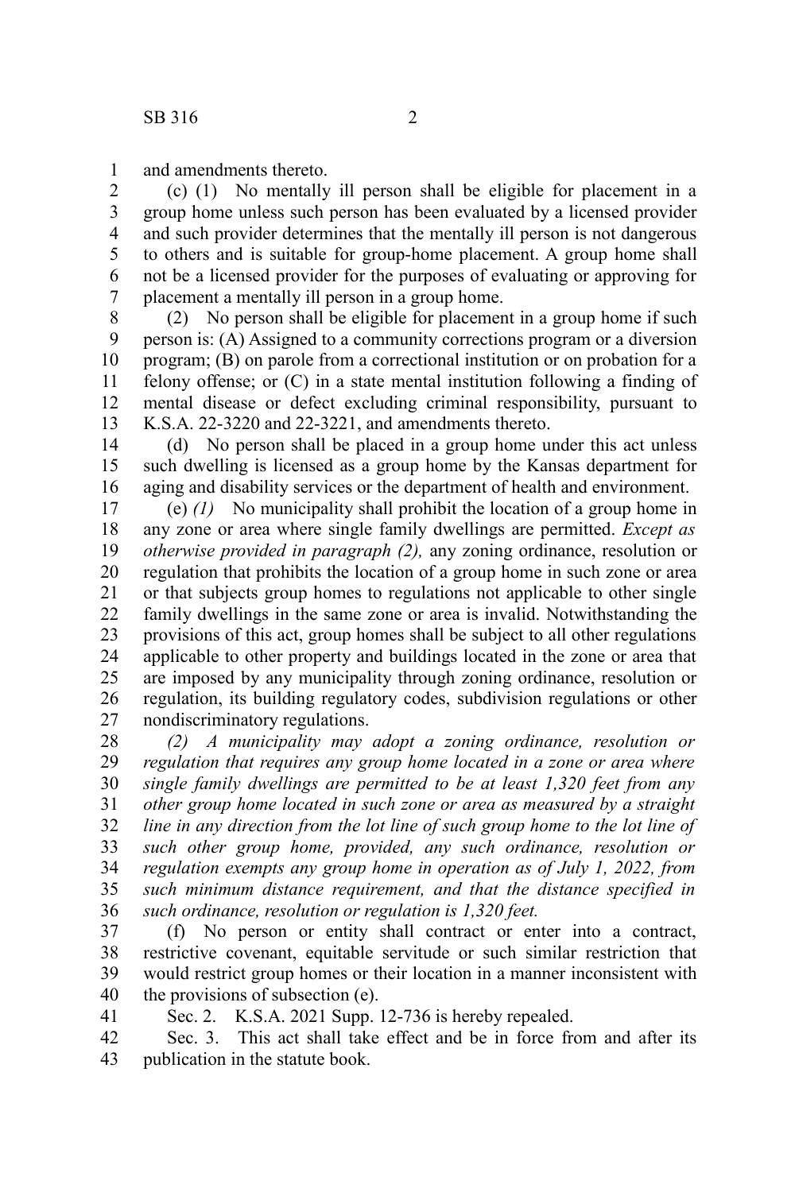and amendments thereto.

(c) (1) No mentally ill person shall be eligible for placement in a group home unless such person has been evaluated by a licensed provider and such provider determines that the mentally ill person is not dangerous to others and is suitable for group-home placement. A group home shall not be a licensed provider for the purposes of evaluating or approving for placement a mentally ill person in a group home.

(2) No person shall be eligible for placement in a group home if such person is: (A) Assigned to a community corrections program or a diversion program; (B) on parole from a correctional institution or on probation for a felony offense; or (C) in a state mental institution following a finding of mental disease or defect excluding criminal responsibility, pursuant to K.S.A. 22-3220 and 22-3221, and amendments thereto.

(d) No person shall be placed in a group home under this act unless such dwelling is licensed as a group home by the Kansas department for aging and disability services or the department of health and environment.

(e) *(1)* No municipality shall prohibit the location of a group home in any zone or area where single family dwellings are permitted. *Except as otherwise provided in paragraph (2),* any zoning ordinance, resolution or regulation that prohibits the location of a group home in such zone or area or that subjects group homes to regulations not applicable to other single family dwellings in the same zone or area is invalid. Notwithstanding the provisions of this act, group homes shall be subject to all other regulations applicable to other property and buildings located in the zone or area that are imposed by any municipality through zoning ordinance, resolution or regulation, its building regulatory codes, subdivision regulations or other nondiscriminatory regulations.

*(2) A municipality may adopt a zoning ordinance, resolution or regulation that requires any group home located in a zone or area where single family dwellings are permitted to be at least 1,320 feet from any other group home located in such zone or area as measured by a straight line in any direction from the lot line of such group home to the lot line of such other group home, provided, any such ordinance, resolution or regulation exempts any group home in operation as of July 1, 2022, from such minimum distance requirement, and that the distance specified in such ordinance, resolution or regulation is 1,320 feet.*

(f) No person or entity shall contract or enter into a contract, restrictive covenant, equitable servitude or such similar restriction that would restrict group homes or their location in a manner inconsistent with the provisions of subsection (e).

Sec. 2. K.S.A. 2021 Supp. 12-736 is hereby repealed.

Sec. 3. This act shall take effect and be in force from and after its publication in the statute book.